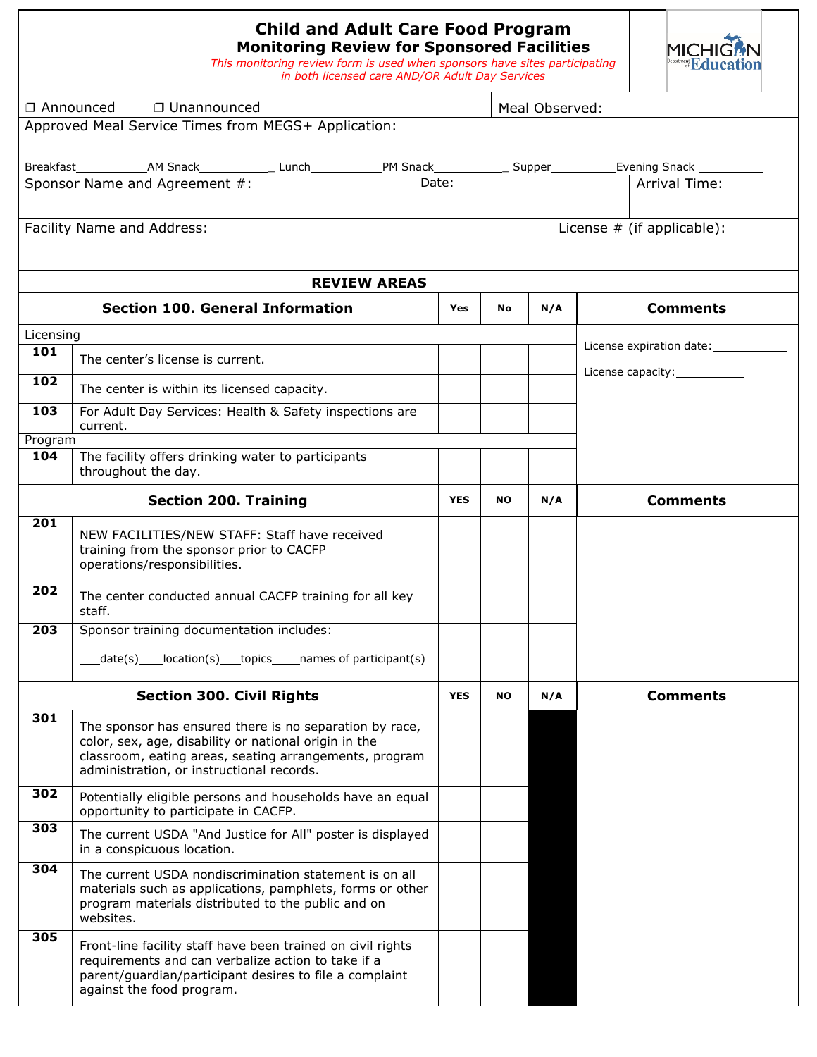# Child and Adult Care Food Program
## Monitoring Review for Sponsored Facilities

*This monitoring review form is used when sponsors have sites participating in both licensed care AND/OR Adult Day Services*

MICHIGAN Department of Education

❒ Announced ❒ Unannounced | Meal Observed:

Approved Meal Service Times from MEGS+ Application:

Breakfast__________ AM Snack__________ Lunch__________ PM Snack__________ Supper__________ Evening Snack __________

Sponsor Name and Agreement #: | Date: | Arrival Time:

Facility Name and Address: | License # (if applicable):

## REVIEW AREAS

| | Section 100. General Information | Yes | No | N/A | Comments |
|---|---|---|---|---|---|
| Licensing | | | | | License expiration date:__________<br>License capacity:__________ |
| 101 | The center's license is current. | | | | |
| 102 | The center is within its licensed capacity. | | | | |
| 103 | For Adult Day Services: Health & Safety inspections are current. | | | | |
| Program | | | | | |
| 104 | The facility offers drinking water to participants throughout the day. | | | | |

| | Section 200. Training | YES | NO | N/A | Comments |
|---|---|---|---|---|---|
| 201 | NEW FACILITIES/NEW STAFF: Staff have received training from the sponsor prior to CACFP operations/responsibilities. | | | | |
| 202 | The center conducted annual CACFP training for all key staff. | | | | |
| 203 | Sponsor training documentation includes:<br>___date(s)___location(s)___topics___names of participant(s) | | | | |

| | Section 300. Civil Rights | YES | NO | N/A | Comments |
|---|---|---|---|---|---|
| 301 | The sponsor has ensured there is no separation by race, color, sex, age, disability or national origin in the classroom, eating areas, seating arrangements, program administration, or instructional records. | | | | |
| 302 | Potentially eligible persons and households have an equal opportunity to participate in CACFP. | | | | |
| 303 | The current USDA "And Justice for All" poster is displayed in a conspicuous location. | | | | |
| 304 | The current USDA nondiscrimination statement is on all materials such as applications, pamphlets, forms or other program materials distributed to the public and on websites. | | | | |
| 305 | Front-line facility staff have been trained on civil rights requirements and can verbalize action to take if a parent/guardian/participant desires to file a complaint against the food program. | | | | |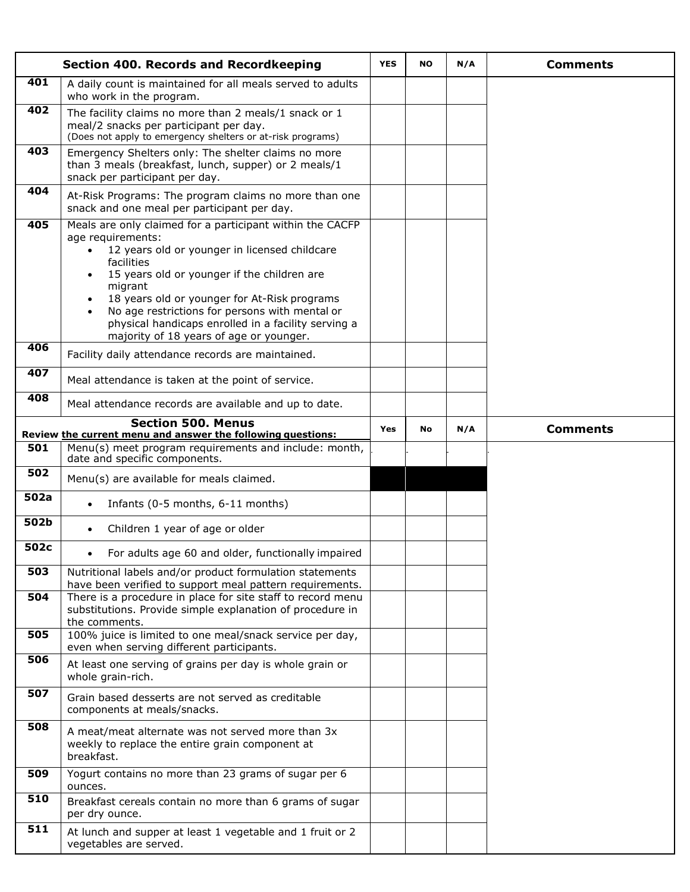| Section 400. Records and Recordkeeping | | YES | NO | N/A | Comments |
|---|---|---|---|---|---|
| 401 | A daily count is maintained for all meals served to adults who work in the program. | | | | |
| 402 | The facility claims no more than 2 meals/1 snack or 1 meal/2 snacks per participant per day. (Does not apply to emergency shelters or at-risk programs) | | | | |
| 403 | Emergency Shelters only: The shelter claims no more than 3 meals (breakfast, lunch, supper) or 2 meals/1 snack per participant per day. | | | | |
| 404 | At-Risk Programs: The program claims no more than one snack and one meal per participant per day. | | | | |
| 405 | Meals are only claimed for a participant within the CACFP age requirements: <br>• 12 years old or younger in licensed childcare facilities <br>• 15 years old or younger if the children are migrant <br>• 18 years old or younger for At-Risk programs <br>• No age restrictions for persons with mental or physical handicaps enrolled in a facility serving a majority of 18 years of age or younger. | | | | |
| 406 | Facility daily attendance records are maintained. | | | | |
| 407 | Meal attendance is taken at the point of service. | | | | |
| 408 | Meal attendance records are available and up to date. | | | | |

| Section 500. Menus<br>Review the current menu and answer the following questions: | | Yes | No | N/A | Comments |
|---|---|---|---|---|---|
| 501 | Menu(s) meet program requirements and include: month, date and specific components. | | | | |
| 502 | Menu(s) are available for meals claimed. | | | | |
| 502a | • Infants (0-5 months, 6-11 months) | | | | |
| 502b | • Children 1 year of age or older | | | | |
| 502c | • For adults age 60 and older, functionally impaired | | | | |
| 503 | Nutritional labels and/or product formulation statements have been verified to support meal pattern requirements. | | | | |
| 504 | There is a procedure in place for site staff to record menu substitutions. Provide simple explanation of procedure in the comments. | | | | |
| 505 | 100% juice is limited to one meal/snack service per day, even when serving different participants. | | | | |
| 506 | At least one serving of grains per day is whole grain or whole grain-rich. | | | | |
| 507 | Grain based desserts are not served as creditable components at meals/snacks. | | | | |
| 508 | A meat/meat alternate was not served more than 3x weekly to replace the entire grain component at breakfast. | | | | |
| 509 | Yogurt contains no more than 23 grams of sugar per 6 ounces. | | | | |
| 510 | Breakfast cereals contain no more than 6 grams of sugar per dry ounce. | | | | |
| 511 | At lunch and supper at least 1 vegetable and 1 fruit or 2 vegetables are served. | | | | |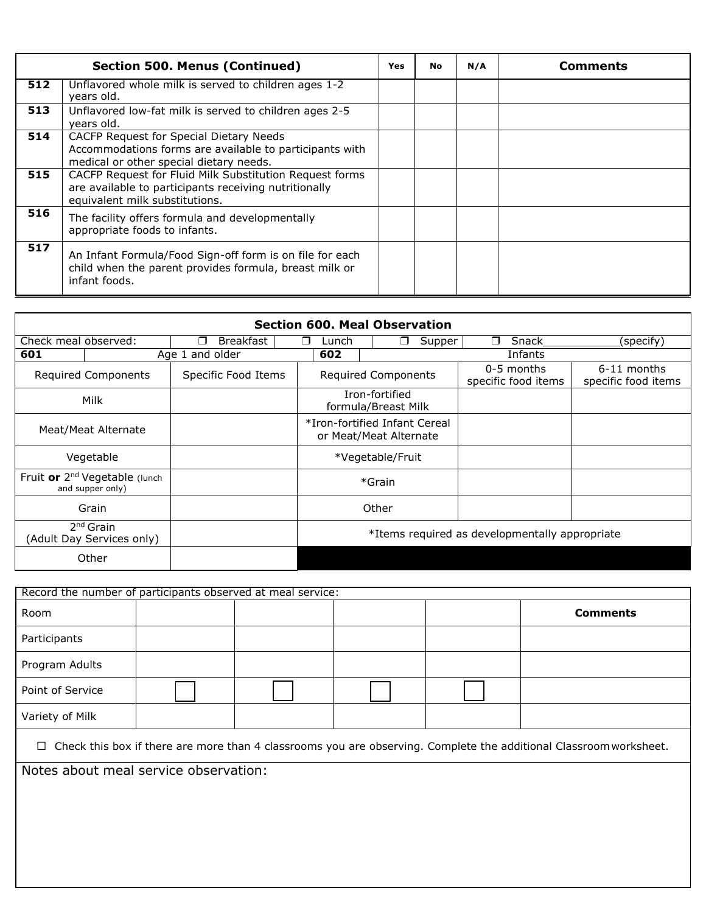| | Section 500. Menus (Continued) | Yes | No | N/A | Comments |
|---|---|---|---|---|---|
| 512 | Unflavored whole milk is served to children ages 1-2 years old. | | | | |
| 513 | Unflavored low-fat milk is served to children ages 2-5 years old. | | | | |
| 514 | CACFP Request for Special Dietary Needs Accommodations forms are available to participants with medical or other special dietary needs. | | | | |
| 515 | CACFP Request for Fluid Milk Substitution Request forms are available to participants receiving nutritionally equivalent milk substitutions. | | | | |
| 516 | The facility offers formula and developmentally appropriate foods to infants. | | | | |
| 517 | An Infant Formula/Food Sign-off form is on file for each child when the parent provides formula, breast milk or infant foods. | | | | |

## Section 600. Meal Observation

Check meal observed: ❒ Breakfast ❒ Lunch ❒ Supper ❒ Snack__________(specify)

| 601 Age 1 and older | | 602 Infants | | |
|---|---|---|---|---|
| Required Components | Specific Food Items | Required Components | 0-5 months specific food items | 6-11 months specific food items |
| Milk | | Iron-fortified formula/Breast Milk | | |
| Meat/Meat Alternate | | *Iron-fortified Infant Cereal or Meat/Meat Alternate | | |
| Vegetable | | *Vegetable/Fruit | | |
| Fruit **or** 2nd Vegetable (lunch and supper only) | | *Grain | | |
| Grain | | Other | | |
| 2nd Grain (Adult Day Services only) | | *Items required as developmentally appropriate | | |
| Other | | | | |

Record the number of participants observed at meal service:

| Room | | | | | Comments |
|---|---|---|---|---|---|
| Participants | | | | | |
| Program Adults | | | | | |
| Point of Service | ☐ | ☐ | ☐ | ☐ | |
| Variety of Milk | | | | | |

☐ Check this box if there are more than 4 classrooms you are observing. Complete the additional Classroom worksheet.

Notes about meal service observation: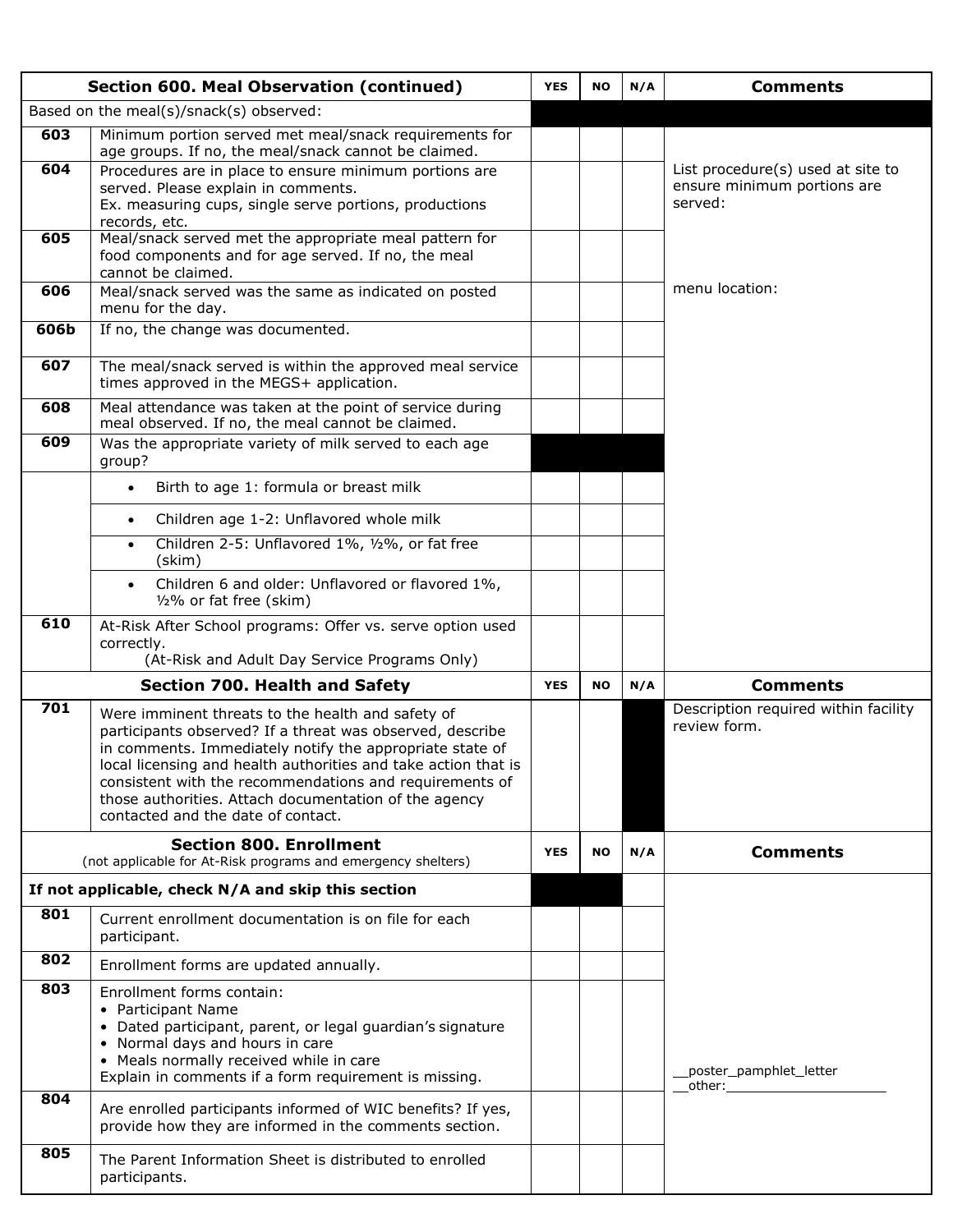| Section 600. Meal Observation (continued) | | YES | NO | N/A | Comments |
|---|---|---|---|---|---|
| Based on the meal(s)/snack(s) observed: | | | | | |
| 603 | Minimum portion served met meal/snack requirements for age groups. If no, the meal/snack cannot be claimed. | | | | |
| 604 | Procedures are in place to ensure minimum portions are served. Please explain in comments. Ex. measuring cups, single serve portions, productions records, etc. | | | | List procedure(s) used at site to ensure minimum portions are served: |
| 605 | Meal/snack served met the appropriate meal pattern for food components and for age served. If no, the meal cannot be claimed. | | | | |
| 606 | Meal/snack served was the same as indicated on posted menu for the day. | | | | menu location: |
| 606b | If no, the change was documented. | | | | |
| 607 | The meal/snack served is within the approved meal service times approved in the MEGS+ application. | | | | |
| 608 | Meal attendance was taken at the point of service during meal observed. If no, the meal cannot be claimed. | | | | |
| 609 | Was the appropriate variety of milk served to each age group? | | | | |
| | • Birth to age 1: formula or breast milk | | | | |
| | • Children age 1-2: Unflavored whole milk | | | | |
| | • Children 2-5: Unflavored 1%, ½%, or fat free (skim) | | | | |
| | • Children 6 and older: Unflavored or flavored 1%, ½% or fat free (skim) | | | | |
| 610 | At-Risk After School programs: Offer vs. serve option used correctly. (At-Risk and Adult Day Service Programs Only) | | | | |

| Section 700. Health and Safety | | YES | NO | N/A | Comments |
|---|---|---|---|---|---|
| 701 | Were imminent threats to the health and safety of participants observed? If a threat was observed, describe in comments. Immediately notify the appropriate state of local licensing and health authorities and take action that is consistent with the recommendations and requirements of those authorities. Attach documentation of the agency contacted and the date of contact. | | | | Description required within facility review form. |

| Section 800. Enrollment (not applicable for At-Risk programs and emergency shelters) | | YES | NO | N/A | Comments |
|---|---|---|---|---|---|
| **If not applicable, check N/A and skip this section** | | | | | |
| 801 | Current enrollment documentation is on file for each participant. | | | | |
| 802 | Enrollment forms are updated annually. | | | | |
| 803 | Enrollment forms contain:<br>• Participant Name<br>• Dated participant, parent, or legal guardian's signature<br>• Normal days and hours in care<br>• Meals normally received while in care<br>Explain in comments if a form requirement is missing. | | | | |
| 804 | Are enrolled participants informed of WIC benefits? If yes, provide how they are informed in the comments section. | | | | __poster_pamphlet_letter<br>__other:____________________ |
| 805 | The Parent Information Sheet is distributed to enrolled participants. | | | | |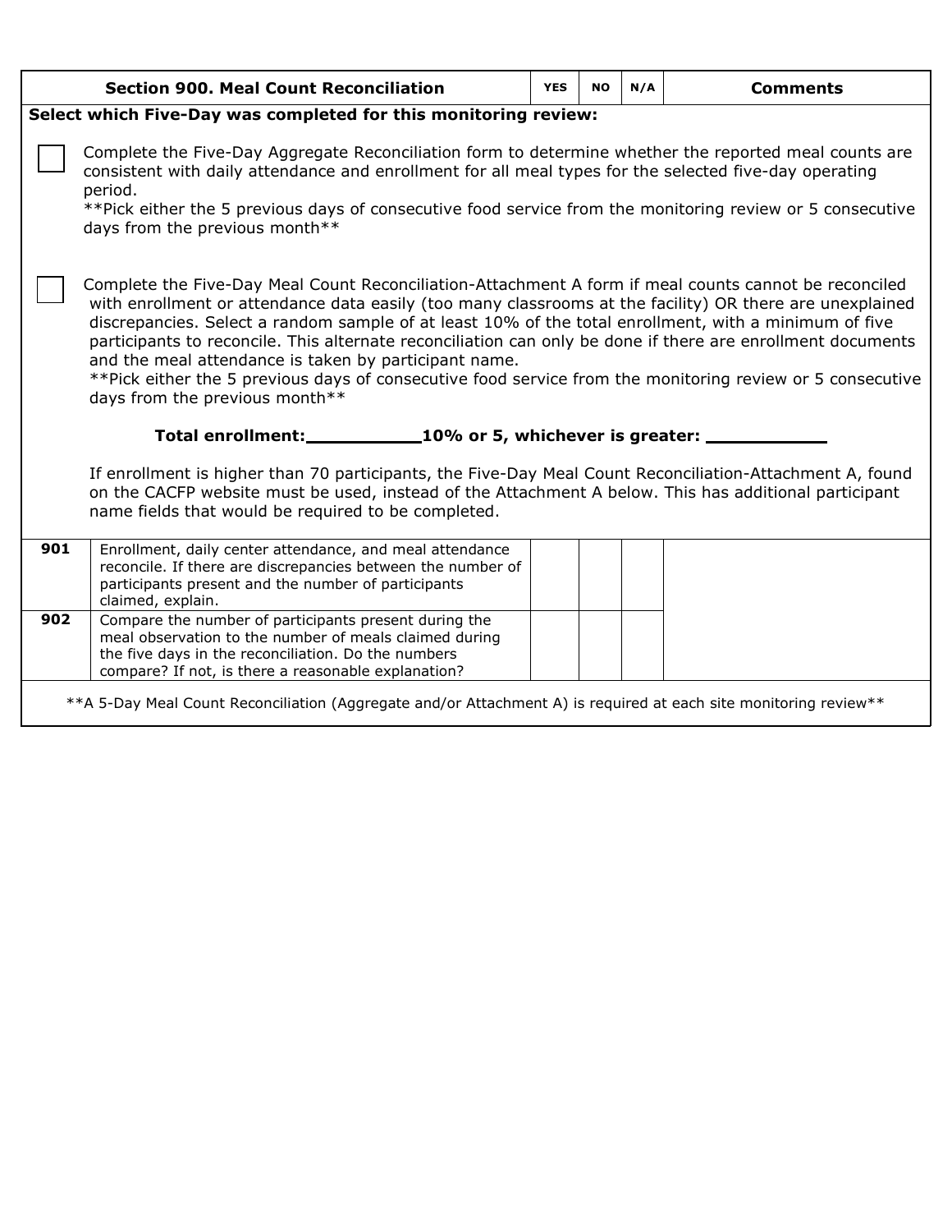| Section 900. Meal Count Reconciliation | | YES | NO | N/A | Comments |
|---|---|---|---|---|---|

**Select which Five-Day was completed for this monitoring review:**

☐ Complete the Five-Day Aggregate Reconciliation form to determine whether the reported meal counts are consistent with daily attendance and enrollment for all meal types for the selected five-day operating period.
**Pick either the 5 previous days of consecutive food service from the monitoring review or 5 consecutive days from the previous month**

☐ Complete the Five-Day Meal Count Reconciliation-Attachment A form if meal counts cannot be reconciled with enrollment or attendance data easily (too many classrooms at the facility) OR there are unexplained discrepancies. Select a random sample of at least 10% of the total enrollment, with a minimum of five participants to reconcile. This alternate reconciliation can only be done if there are enrollment documents and the meal attendance is taken by participant name.
**Pick either the 5 previous days of consecutive food service from the monitoring review or 5 consecutive days from the previous month**

**Total enrollment:__________10% or 5, whichever is greater: __________**

If enrollment is higher than 70 participants, the Five-Day Meal Count Reconciliation-Attachment A, found on the CACFP website must be used, instead of the Attachment A below. This has additional participant name fields that would be required to be completed.

| | | YES | NO | N/A | Comments |
|---|---|---|---|---|---|
| **901** | Enrollment, daily center attendance, and meal attendance reconcile. If there are discrepancies between the number of participants present and the number of participants claimed, explain. | | | | |
| **902** | Compare the number of participants present during the meal observation to the number of meals claimed during the five days in the reconciliation. Do the numbers compare? If not, is there a reasonable explanation? | | | | |

**A 5-Day Meal Count Reconciliation (Aggregate and/or Attachment A) is required at each site monitoring review**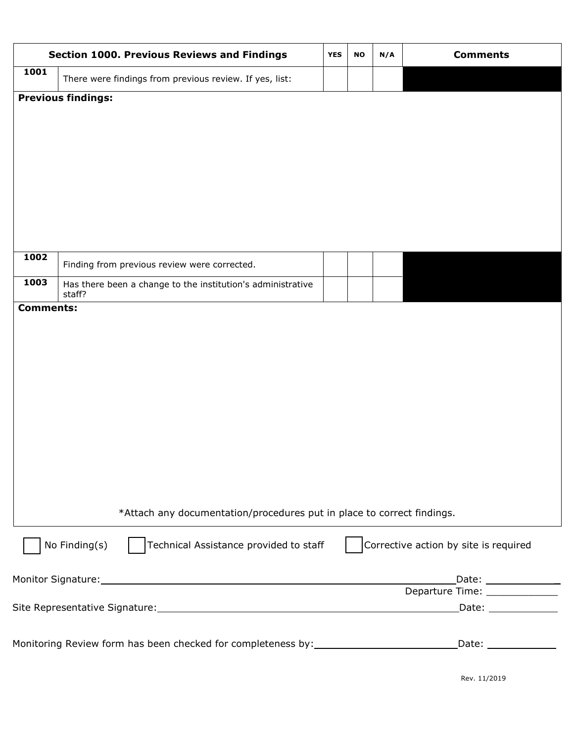| Section 1000. Previous Reviews and Findings | | YES | NO | N/A | Comments |
|---|---|---|---|---|---|
| 1001 | There were findings from previous review. If yes, list: | | | | |

**Previous findings:**

| | | YES | NO | N/A | Comments |
|---|---|---|---|---|---|
| 1002 | Finding from previous review were corrected. | | | | |
| 1003 | Has there been a change to the institution's administrative staff? | | | | |

**Comments:**

*Attach any documentation/procedures put in place to correct findings.

☐ No Finding(s) ☐ Technical Assistance provided to staff ☐ Corrective action by site is required

Monitor Signature:______________________________ Date: __________

Departure Time: __________

Site Representative Signature:______________________________ Date: __________

Monitoring Review form has been checked for completeness by:____________________ Date: __________

Rev. 11/2019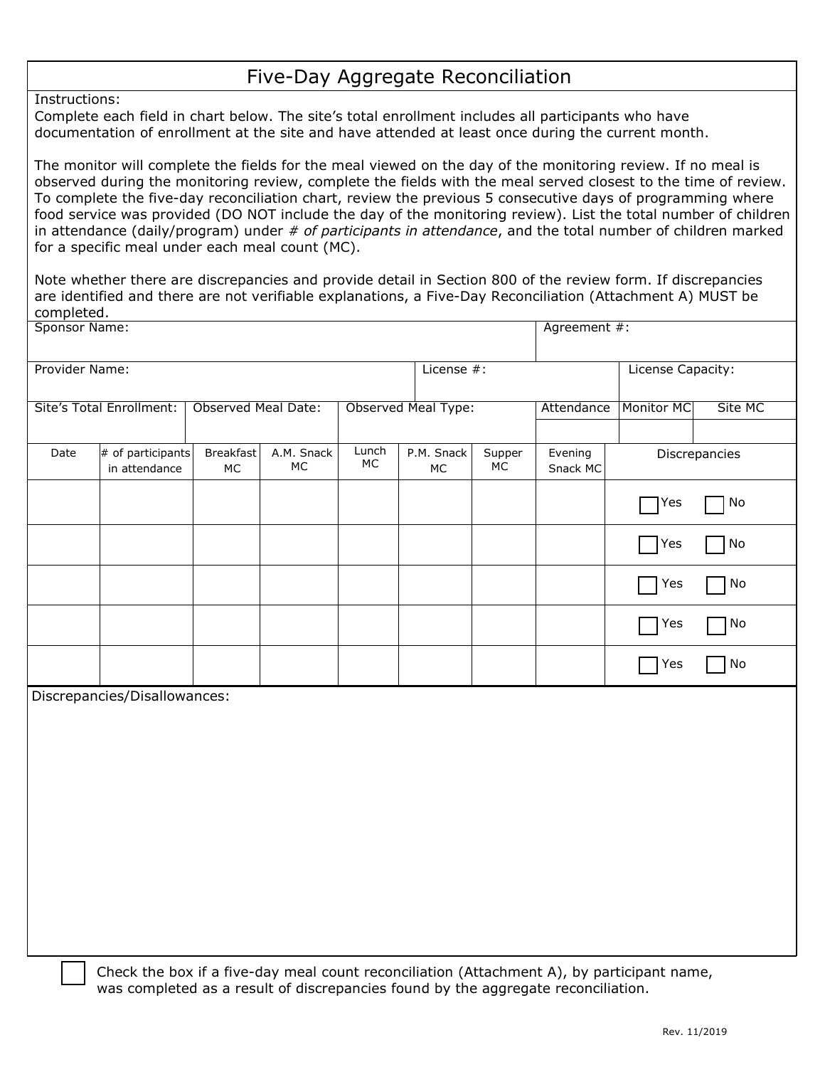# Five-Day Aggregate Reconciliation

Instructions:
Complete each field in chart below. The site's total enrollment includes all participants who have documentation of enrollment at the site and have attended at least once during the current month.

The monitor will complete the fields for the meal viewed on the day of the monitoring review. If no meal is observed during the monitoring review, complete the fields with the meal served closest to the time of review. To complete the five-day reconciliation chart, review the previous 5 consecutive days of programming where food service was provided (DO NOT include the day of the monitoring review). List the total number of children in attendance (daily/program) under *# of participants in attendance*, and the total number of children marked for a specific meal under each meal count (MC).

Note whether there are discrepancies and provide detail in Section 800 of the review form. If discrepancies are identified and there are not verifiable explanations, a Five-Day Reconciliation (Attachment A) MUST be completed.

| Sponsor Name: | Agreement #: |
|---|---|
| | |

| Provider Name: | License #: | License Capacity: |
|---|---|---|
| | | |

| Site's Total Enrollment: | Observed Meal Date: | Observed Meal Type: | Attendance | Monitor MC | Site MC |
|---|---|---|---|---|---|
| | | | | | |

| Date | # of participants in attendance | Breakfast MC | A.M. Snack MC | Lunch MC | P.M. Snack MC | Supper MC | Evening Snack MC | Discrepancies |
|---|---|---|---|---|---|---|---|---|
| | | | | | | | | ☐ Yes ☐ No |
| | | | | | | | | ☐ Yes ☐ No |
| | | | | | | | | ☐ Yes ☐ No |
| | | | | | | | | ☐ Yes ☐ No |
| | | | | | | | | ☐ Yes ☐ No |

Discrepancies/Disallowances:

☐ Check the box if a five-day meal count reconciliation (Attachment A), by participant name, was completed as a result of discrepancies found by the aggregate reconciliation.

Rev. 11/2019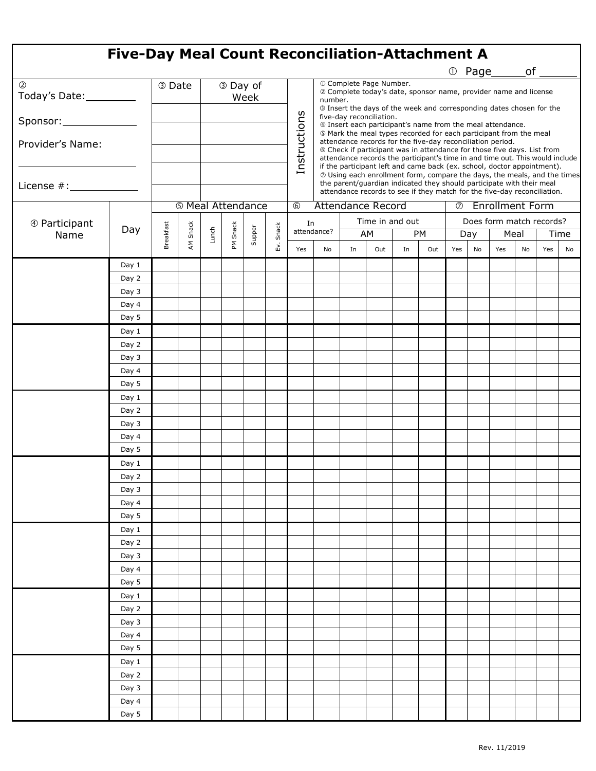# Five-Day Meal Count Reconciliation-Attachment A

① Page_____ of ______

② Today's Date:________

Sponsor:____________

Provider's Name:

____________________

License #:___________

| ③ Date | ③ Day of Week |
|---|---|
| | |
| | |
| | |
| | |
| | |

**Instructions**

① Complete Page Number.
② Complete today's date, sponsor name, provider name and license number.
③ Insert the days of the week and corresponding dates chosen for the five-day reconciliation.
④ Insert each participant's name from the meal attendance.
⑤ Mark the meal types recorded for each participant from the meal attendance records for the five-day reconciliation period.
⑥ Check if participant was in attendance for those five days. List from attendance records the participant's time in and time out. This would include if the participant left and came back (ex. school, doctor appointment).
⑦ Using each enrollment form, compare the days, the meals, and the times the parent/guardian indicated they should participate with their meal attendance records to see if they match for the five-day reconciliation.

| ④ Participant Name | Day | ⑤ Meal Attendance | | | | | | ⑥ Attendance Record | | | | | | | | ⑦ Enrollment Form | | | | | |
|---|---|---|---|---|---|---|---|---|---|---|---|---|---|---|---|---|---|---|---|---|---|
| | | Breakfast | AM Snack | Lunch | PM Snack | Supper | Ev. Snack | In attendance? | | Time in and out | | | | | | Does form match records? | | | | | |
| | | | | | | | | | | AM | | | PM | | | Day | | Meal | | Time | |
| | | | | | | | | Yes | No | In | Out | | In | Out | | Yes | No | Yes | No | Yes | No |
| | Day 1 | | | | | | | | | | | | | | | | | | | | |
| | Day 2 | | | | | | | | | | | | | | | | | | | | |
| | Day 3 | | | | | | | | | | | | | | | | | | | | |
| | Day 4 | | | | | | | | | | | | | | | | | | | | |
| | Day 5 | | | | | | | | | | | | | | | | | | | | |
| | Day 1 | | | | | | | | | | | | | | | | | | | | |
| | Day 2 | | | | | | | | | | | | | | | | | | | | |
| | Day 3 | | | | | | | | | | | | | | | | | | | | |
| | Day 4 | | | | | | | | | | | | | | | | | | | | |
| | Day 5 | | | | | | | | | | | | | | | | | | | | |
| | Day 1 | | | | | | | | | | | | | | | | | | | | |
| | Day 2 | | | | | | | | | | | | | | | | | | | | |
| | Day 3 | | | | | | | | | | | | | | | | | | | | |
| | Day 4 | | | | | | | | | | | | | | | | | | | | |
| | Day 5 | | | | | | | | | | | | | | | | | | | | |
| | Day 1 | | | | | | | | | | | | | | | | | | | | |
| | Day 2 | | | | | | | | | | | | | | | | | | | | |
| | Day 3 | | | | | | | | | | | | | | | | | | | | |
| | Day 4 | | | | | | | | | | | | | | | | | | | | |
| | Day 5 | | | | | | | | | | | | | | | | | | | | |
| | Day 1 | | | | | | | | | | | | | | | | | | | | |
| | Day 2 | | | | | | | | | | | | | | | | | | | | |
| | Day 3 | | | | | | | | | | | | | | | | | | | | |
| | Day 4 | | | | | | | | | | | | | | | | | | | | |
| | Day 5 | | | | | | | | | | | | | | | | | | | | |
| | Day 1 | | | | | | | | | | | | | | | | | | | | |
| | Day 2 | | | | | | | | | | | | | | | | | | | | |
| | Day 3 | | | | | | | | | | | | | | | | | | | | |
| | Day 4 | | | | | | | | | | | | | | | | | | | | |
| | Day 5 | | | | | | | | | | | | | | | | | | | | |
| | Day 1 | | | | | | | | | | | | | | | | | | | | |
| | Day 2 | | | | | | | | | | | | | | | | | | | | |
| | Day 3 | | | | | | | | | | | | | | | | | | | | |
| | Day 4 | | | | | | | | | | | | | | | | | | | | |
| | Day 5 | | | | | | | | | | | | | | | | | | | | |

Rev. 11/2019